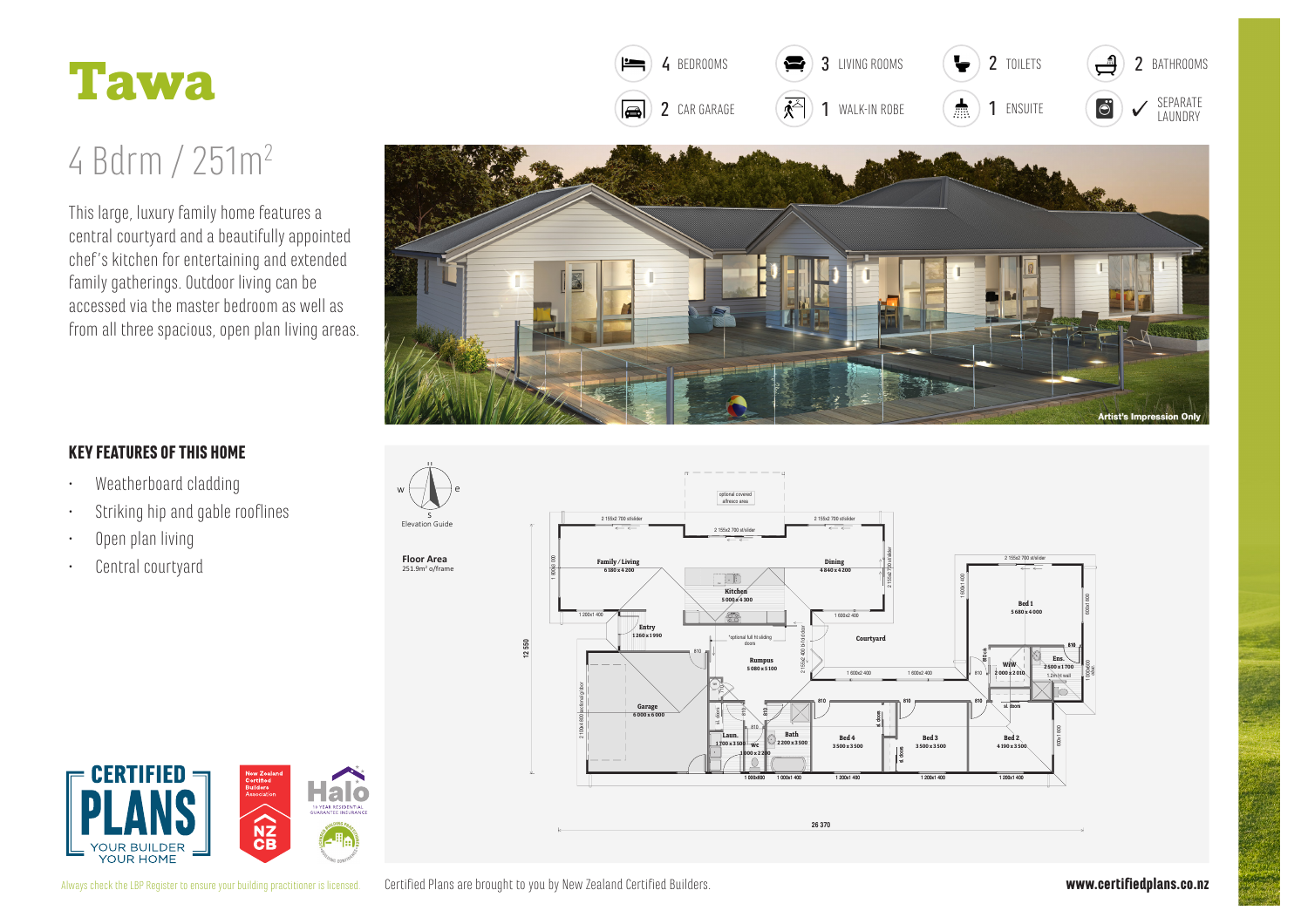# Tawa

4 BEDROOMS | 3 LIVING ROOMS | 2 TOILETS | 2 BATHROOMS
2 CAR GARAGE | 1 WALK-IN ROBE | 1 ENSUITE | ✓ SEPARATE LAUNDRY

## 4 Bdrm / 251m²

This large, luxury family home features a central courtyard and a beautifully appointed chef's kitchen for entertaining and extended family gatherings. Outdoor living can be accessed via the master bedroom as well as from all three spacious, open plan living areas.

Artist's Impression Only

### KEY FEATURES OF THIS HOME

- Weatherboard cladding
- Striking hip and gable rooflines
- Open plan living
- Central courtyard

Elevation Guide

**Floor Area**
251.9m² o/frame

- Family / Living 6 180 x 4 200
- Dining 4 840 x 4 200
- Kitchen 5 000 x 4 300
- Entry 1 260 x 1 990
- Rumpus 5 080 x 5 100
- Courtyard
- Bed 1 5 680 x 4 000
- WIW 2 000 x 2 010
- Ens. 2 500 x 1 700
- Garage 6 000 x 6 000
- Laun. 1 700 x 3 500
- WC 1 000 x 2 200
- Bath 2 200 x 3 500
- Bed 4 3 500 x 3 500
- Bed 3 3 500 x 3 500
- Bed 2 4 190 x 3 500

optional covered alfresco area

12 550
26 370

Always check the LBP Register to ensure your building practitioner is licensed.

Certified Plans are brought to you by New Zealand Certified Builders.

**www.certifiedplans.co.nz**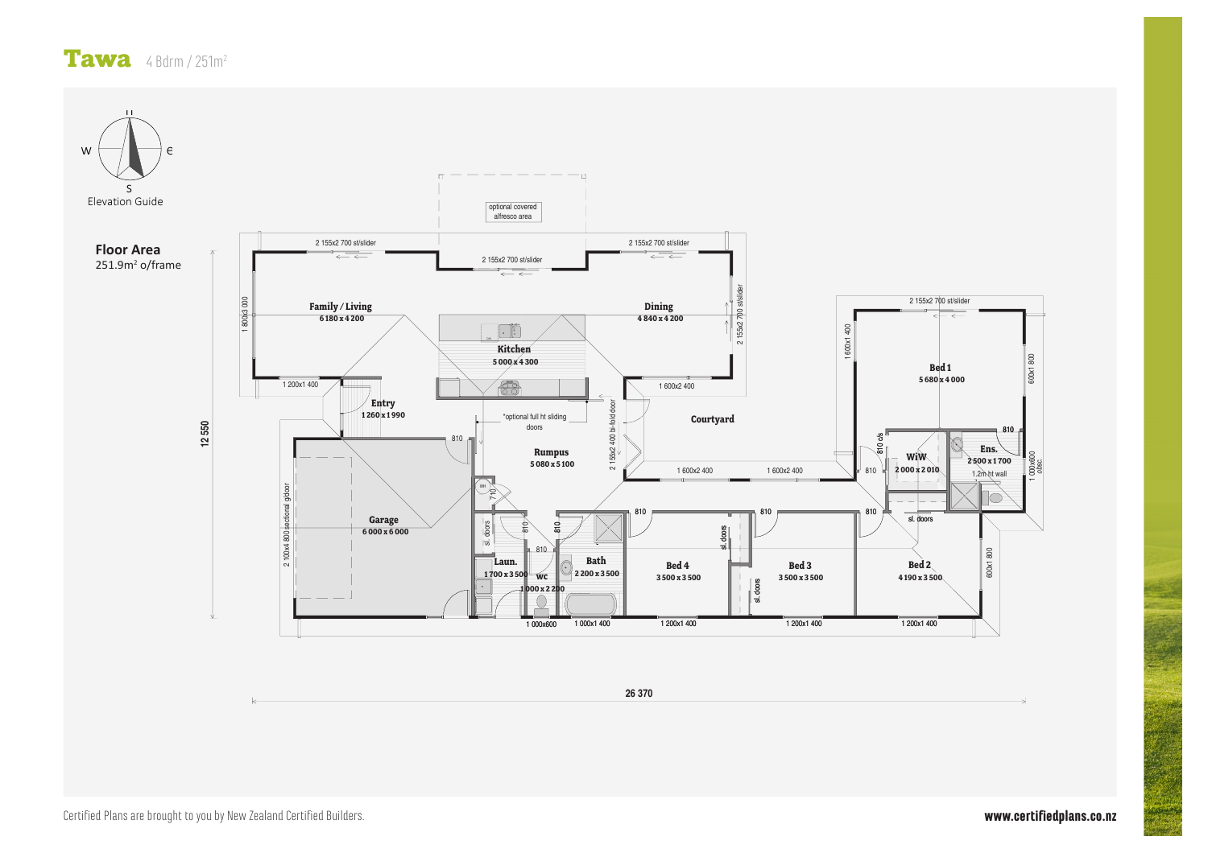# Tawa

4 Bdrm / 251m²

Elevation Guide

N
W
E
S

**Floor Area**
251.9m² o/frame

optional covered alfresco area

2 155x2 700 st/slider
2 155x2 700 st/slider
2 155x2 700 st/slider
2 155x2 700 st/slider
2 155x2 700 st/slider

1 800x3 000

**Family / Living**
**6 180 x 4 200**

**Kitchen**
**5 000 x 4 300**

**Dining**
**4 840 x 4 200**

1 200x1 400

1 600x2 400

**Entry**
**1 260 x 1 990**

*optional full ht sliding doors

2 155x2 400 bi-fold door

**Courtyard**

1 600x1 400

**Bed 1**
**5 680 x 4 000**

600x1 800

810

**Rumpus**
**5 080 x 5 100**

1 600x2 400
1 600x2 400

810 c/s

**WiW**
**2 000 x 2 010**

**Ens.**
**2 500 x 1 700**

1.2m ht wall

1 000x600 obsc.

810
810

12 550

2 100x4 800 sectional g/door

**Garage**
**6 000 x 6 000**

710

sl. doors

810
810
810
810
810
810

sl. doors
sl. doors
sl. doors

**Laun.**
**1 700 x 3 500**

**WC**
**1 000 x 2 200**

**Bath**
**2 200 x 3 500**

**Bed 4**
**3 500 x 3 500**

**Bed 3**
**3 500 x 3 500**

**Bed 2**
**4 190 x 3 500**

600x1 800

1 000x600
1 000x1 400
1 200x1 400
1 200x1 400
1 200x1 400

26 370

Certified Plans are brought to you by New Zealand Certified Builders.

www.certifiedplans.co.nz